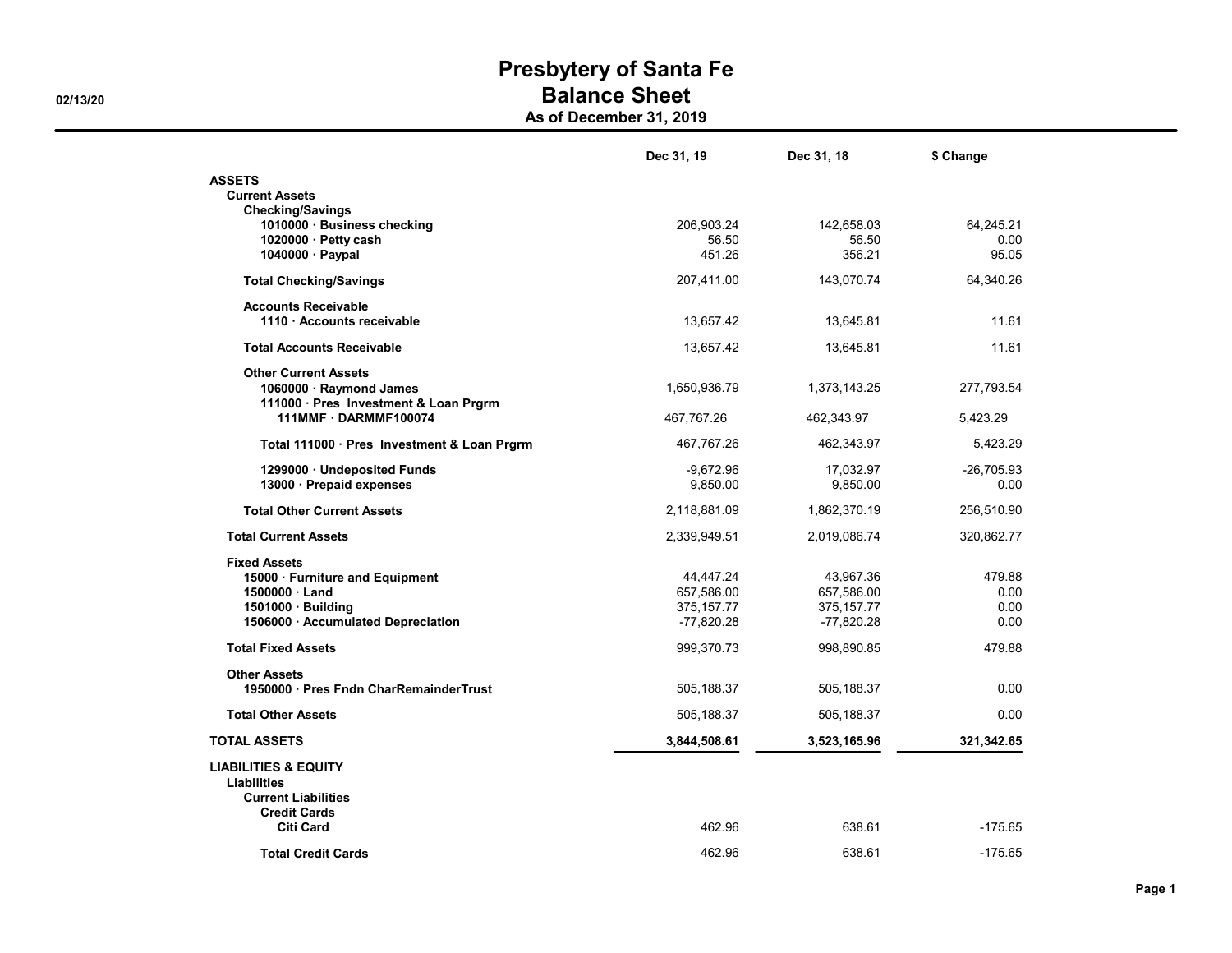# Presbytery of Santa Fe
## Balance Sheet
### As of December 31, 2019

02/13/20

| | Dec 31, 19 | Dec 31, 18 | $ Change |
|---|---|---|---|
| **ASSETS** | | | |
| **Current Assets** | | | |
| **Checking/Savings** | | | |
| **1010000 · Business checking** | 206,903.24 | 142,658.03 | 64,245.21 |
| **1020000 · Petty cash** | 56.50 | 56.50 | 0.00 |
| **1040000 · Paypal** | 451.26 | 356.21 | 95.05 |
| **Total Checking/Savings** | 207,411.00 | 143,070.74 | 64,340.26 |
| **Accounts Receivable** | | | |
| **1110 · Accounts receivable** | 13,657.42 | 13,645.81 | 11.61 |
| **Total Accounts Receivable** | 13,657.42 | 13,645.81 | 11.61 |
| **Other Current Assets** | | | |
| **1060000 · Raymond James** | 1,650,936.79 | 1,373,143.25 | 277,793.54 |
| **111000 · Pres Investment & Loan Prgrm** | | | |
| **111MMF · DARMMF100074** | 467,767.26 | 462,343.97 | 5,423.29 |
| **Total 111000 · Pres Investment & Loan Prgrm** | 467,767.26 | 462,343.97 | 5,423.29 |
| **1299000 · Undeposited Funds** | -9,672.96 | 17,032.97 | -26,705.93 |
| **13000 · Prepaid expenses** | 9,850.00 | 9,850.00 | 0.00 |
| **Total Other Current Assets** | 2,118,881.09 | 1,862,370.19 | 256,510.90 |
| **Total Current Assets** | 2,339,949.51 | 2,019,086.74 | 320,862.77 |
| **Fixed Assets** | | | |
| **15000 · Furniture and Equipment** | 44,447.24 | 43,967.36 | 479.88 |
| **1500000 · Land** | 657,586.00 | 657,586.00 | 0.00 |
| **1501000 · Building** | 375,157.77 | 375,157.77 | 0.00 |
| **1506000 · Accumulated Depreciation** | -77,820.28 | -77,820.28 | 0.00 |
| **Total Fixed Assets** | 999,370.73 | 998,890.85 | 479.88 |
| **Other Assets** | | | |
| **1950000 · Pres Fndn CharRemainderTrust** | 505,188.37 | 505,188.37 | 0.00 |
| **Total Other Assets** | 505,188.37 | 505,188.37 | 0.00 |
| **TOTAL ASSETS** | **3,844,508.61** | **3,523,165.96** | **321,342.65** |
| **LIABILITIES & EQUITY** | | | |
| **Liabilities** | | | |
| **Current Liabilities** | | | |
| **Credit Cards** | | | |
| **Citi Card** | 462.96 | 638.61 | -175.65 |
| **Total Credit Cards** | 462.96 | 638.61 | -175.65 |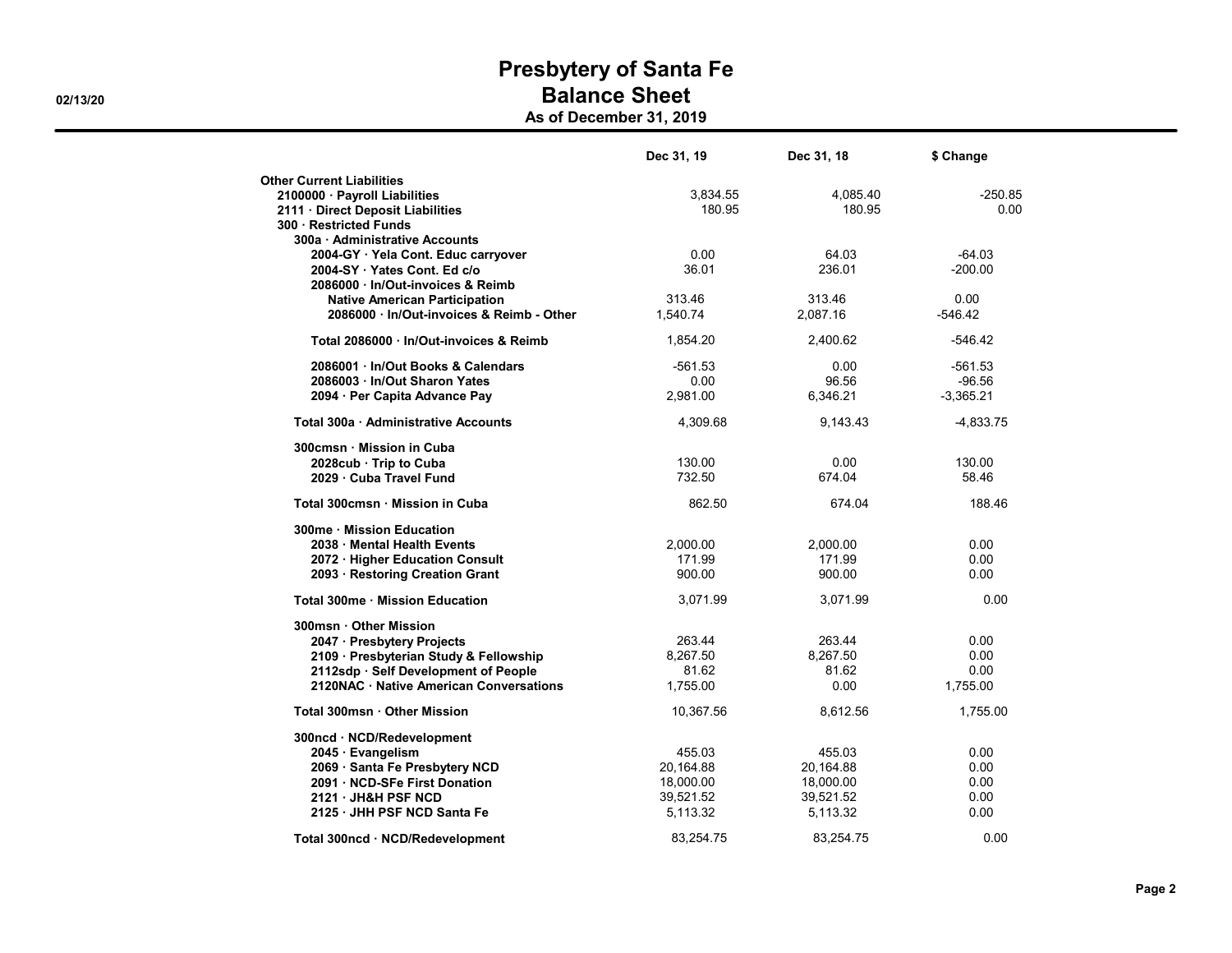# Presbytery of Santa Fe
## Balance Sheet
### As of December 31, 2019

02/13/20

| | Dec 31, 19 | Dec 31, 18 | $ Change |
|---|---|---|---|
| **Other Current Liabilities** | | | |
| **2100000 · Payroll Liabilities** | 3,834.55 | 4,085.40 | -250.85 |
| **2111 · Direct Deposit Liabilities** | 180.95 | 180.95 | 0.00 |
| **300 · Restricted Funds** | | | |
| **300a · Administrative Accounts** | | | |
| **2004-GY · Yela Cont. Educ carryover** | 0.00 | 64.03 | -64.03 |
| **2004-SY · Yates Cont. Ed c/o** | 36.01 | 236.01 | -200.00 |
| **2086000 · In/Out-invoices & Reimb** | | | |
| **Native American Participation** | 313.46 | 313.46 | 0.00 |
| **2086000 · In/Out-invoices & Reimb - Other** | 1,540.74 | 2,087.16 | -546.42 |
| **Total 2086000 · In/Out-invoices & Reimb** | 1,854.20 | 2,400.62 | -546.42 |
| **2086001 · In/Out Books & Calendars** | -561.53 | 0.00 | -561.53 |
| **2086003 · In/Out Sharon Yates** | 0.00 | 96.56 | -96.56 |
| **2094 · Per Capita Advance Pay** | 2,981.00 | 6,346.21 | -3,365.21 |
| **Total 300a · Administrative Accounts** | 4,309.68 | 9,143.43 | -4,833.75 |
| **300cmsn · Mission in Cuba** | | | |
| **2028cub · Trip to Cuba** | 130.00 | 0.00 | 130.00 |
| **2029 · Cuba Travel Fund** | 732.50 | 674.04 | 58.46 |
| **Total 300cmsn · Mission in Cuba** | 862.50 | 674.04 | 188.46 |
| **300me · Mission Education** | | | |
| **2038 · Mental Health Events** | 2,000.00 | 2,000.00 | 0.00 |
| **2072 · Higher Education Consult** | 171.99 | 171.99 | 0.00 |
| **2093 · Restoring Creation Grant** | 900.00 | 900.00 | 0.00 |
| **Total 300me · Mission Education** | 3,071.99 | 3,071.99 | 0.00 |
| **300msn · Other Mission** | | | |
| **2047 · Presbytery Projects** | 263.44 | 263.44 | 0.00 |
| **2109 · Presbyterian Study & Fellowship** | 8,267.50 | 8,267.50 | 0.00 |
| **2112sdp · Self Development of People** | 81.62 | 81.62 | 0.00 |
| **2120NAC · Native American Conversations** | 1,755.00 | 0.00 | 1,755.00 |
| **Total 300msn · Other Mission** | 10,367.56 | 8,612.56 | 1,755.00 |
| **300ncd · NCD/Redevelopment** | | | |
| **2045 · Evangelism** | 455.03 | 455.03 | 0.00 |
| **2069 · Santa Fe Presbytery NCD** | 20,164.88 | 20,164.88 | 0.00 |
| **2091 · NCD-SFe First Donation** | 18,000.00 | 18,000.00 | 0.00 |
| **2121 · JH&H PSF NCD** | 39,521.52 | 39,521.52 | 0.00 |
| **2125 · JHH PSF NCD Santa Fe** | 5,113.32 | 5,113.32 | 0.00 |
| **Total 300ncd · NCD/Redevelopment** | 83,254.75 | 83,254.75 | 0.00 |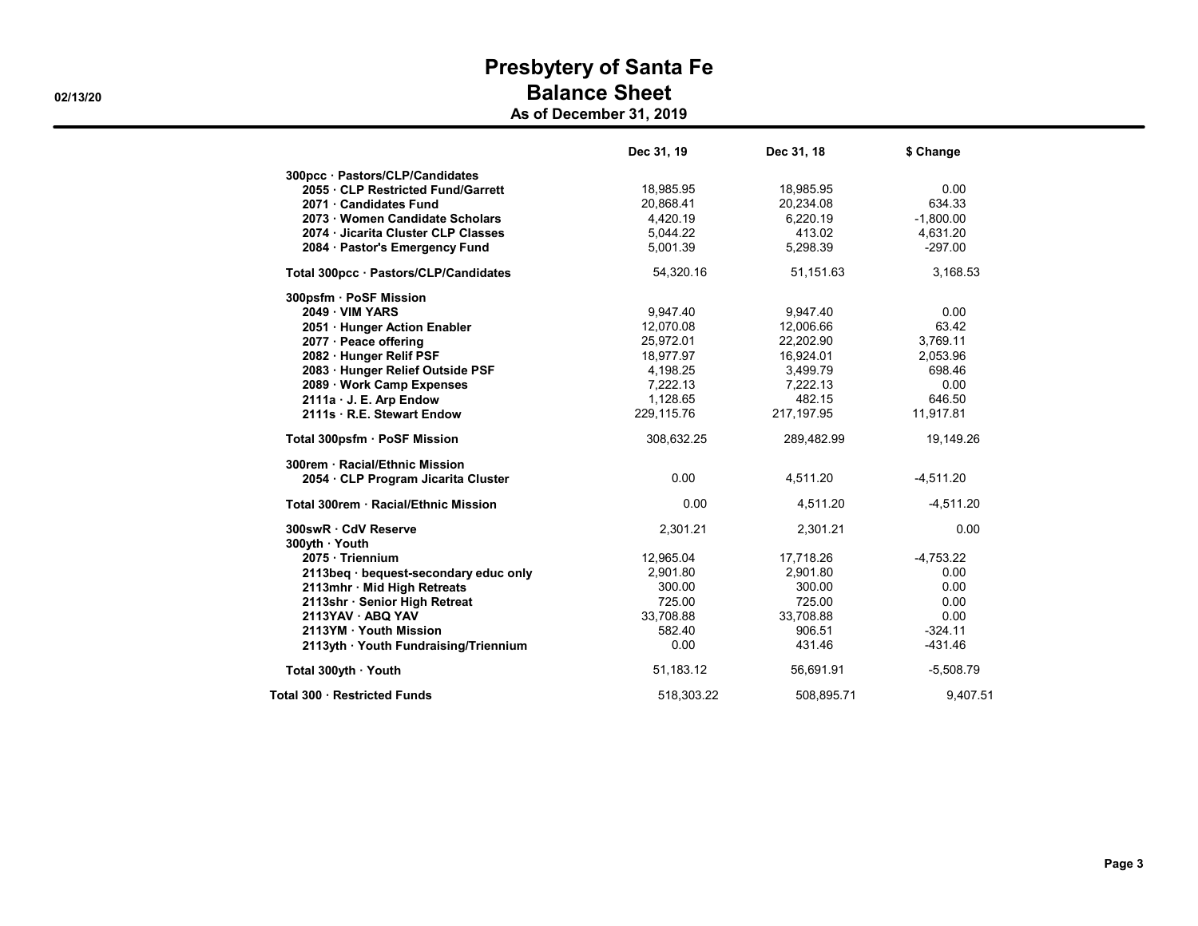# Presbytery of Santa Fe
## Balance Sheet
### As of December 31, 2019

02/13/20

| | Dec 31, 19 | Dec 31, 18 | $ Change |
|---|---|---|---|
| **300pcc · Pastors/CLP/Candidates** | | | |
| **2055 · CLP Restricted Fund/Garrett** | 18,985.95 | 18,985.95 | 0.00 |
| **2071 · Candidates Fund** | 20,868.41 | 20,234.08 | 634.33 |
| **2073 · Women Candidate Scholars** | 4,420.19 | 6,220.19 | -1,800.00 |
| **2074 · Jicarita Cluster CLP Classes** | 5,044.22 | 413.02 | 4,631.20 |
| **2084 · Pastor's Emergency Fund** | 5,001.39 | 5,298.39 | -297.00 |
| **Total 300pcc · Pastors/CLP/Candidates** | 54,320.16 | 51,151.63 | 3,168.53 |
| **300psfm · PoSF Mission** | | | |
| **2049 · VIM YARS** | 9,947.40 | 9,947.40 | 0.00 |
| **2051 · Hunger Action Enabler** | 12,070.08 | 12,006.66 | 63.42 |
| **2077 · Peace offering** | 25,972.01 | 22,202.90 | 3,769.11 |
| **2082 · Hunger Relif PSF** | 18,977.97 | 16,924.01 | 2,053.96 |
| **2083 · Hunger Relief Outside PSF** | 4,198.25 | 3,499.79 | 698.46 |
| **2089 · Work Camp Expenses** | 7,222.13 | 7,222.13 | 0.00 |
| **2111a · J. E. Arp Endow** | 1,128.65 | 482.15 | 646.50 |
| **2111s · R.E. Stewart Endow** | 229,115.76 | 217,197.95 | 11,917.81 |
| **Total 300psfm · PoSF Mission** | 308,632.25 | 289,482.99 | 19,149.26 |
| **300rem · Racial/Ethnic Mission** | | | |
| **2054 · CLP Program Jicarita Cluster** | 0.00 | 4,511.20 | -4,511.20 |
| **Total 300rem · Racial/Ethnic Mission** | 0.00 | 4,511.20 | -4,511.20 |
| **300swR · CdV Reserve** | 2,301.21 | 2,301.21 | 0.00 |
| **300yth · Youth** | | | |
| **2075 · Triennium** | 12,965.04 | 17,718.26 | -4,753.22 |
| **2113beq · bequest-secondary educ only** | 2,901.80 | 2,901.80 | 0.00 |
| **2113mhr · Mid High Retreats** | 300.00 | 300.00 | 0.00 |
| **2113shr · Senior High Retreat** | 725.00 | 725.00 | 0.00 |
| **2113YAV · ABQ YAV** | 33,708.88 | 33,708.88 | 0.00 |
| **2113YM · Youth Mission** | 582.40 | 906.51 | -324.11 |
| **2113yth · Youth Fundraising/Triennium** | 0.00 | 431.46 | -431.46 |
| **Total 300yth · Youth** | 51,183.12 | 56,691.91 | -5,508.79 |
| **Total 300 · Restricted Funds** | 518,303.22 | 508,895.71 | 9,407.51 |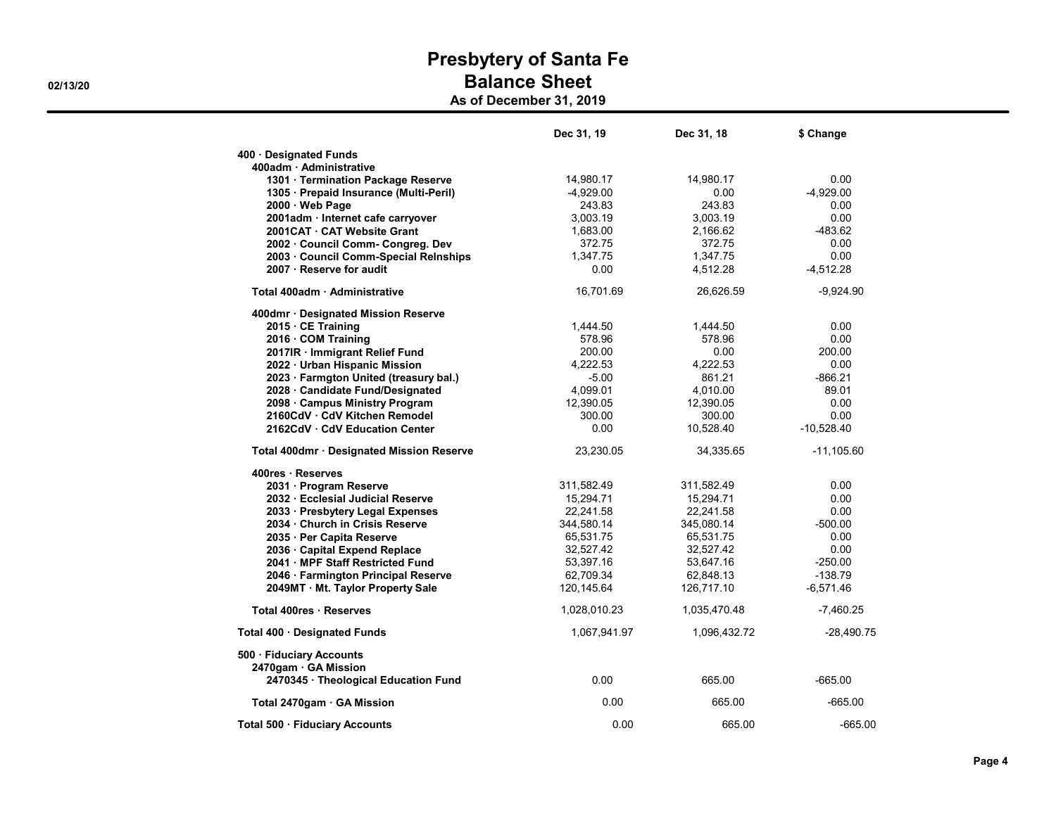# Presbytery of Santa Fe
## Balance Sheet
### As of December 31, 2019

02/13/20

| | Dec 31, 19 | Dec 31, 18 | $ Change |
|---|---|---|---|
| **400 · Designated Funds** | | | |
| **400adm · Administrative** | | | |
| **1301 · Termination Package Reserve** | 14,980.17 | 14,980.17 | 0.00 |
| **1305 · Prepaid Insurance (Multi-Peril)** | -4,929.00 | 0.00 | -4,929.00 |
| **2000 · Web Page** | 243.83 | 243.83 | 0.00 |
| **2001adm · Internet cafe carryover** | 3,003.19 | 3,003.19 | 0.00 |
| **2001CAT · CAT Website Grant** | 1,683.00 | 2,166.62 | -483.62 |
| **2002 · Council Comm- Congreg. Dev** | 372.75 | 372.75 | 0.00 |
| **2003 · Council Comm-Special Relnships** | 1,347.75 | 1,347.75 | 0.00 |
| **2007 · Reserve for audit** | 0.00 | 4,512.28 | -4,512.28 |
| **Total 400adm · Administrative** | 16,701.69 | 26,626.59 | -9,924.90 |
| **400dmr · Designated Mission Reserve** | | | |
| **2015 · CE Training** | 1,444.50 | 1,444.50 | 0.00 |
| **2016 · COM Training** | 578.96 | 578.96 | 0.00 |
| **2017IR · Immigrant Relief Fund** | 200.00 | 0.00 | 200.00 |
| **2022 · Urban Hispanic Mission** | 4,222.53 | 4,222.53 | 0.00 |
| **2023 · Farmgton United (treasury bal.)** | -5.00 | 861.21 | -866.21 |
| **2028 · Candidate Fund/Designated** | 4,099.01 | 4,010.00 | 89.01 |
| **2098 · Campus Ministry Program** | 12,390.05 | 12,390.05 | 0.00 |
| **2160CdV · CdV Kitchen Remodel** | 300.00 | 300.00 | 0.00 |
| **2162CdV · CdV Education Center** | 0.00 | 10,528.40 | -10,528.40 |
| **Total 400dmr · Designated Mission Reserve** | 23,230.05 | 34,335.65 | -11,105.60 |
| **400res · Reserves** | | | |
| **2031 · Program Reserve** | 311,582.49 | 311,582.49 | 0.00 |
| **2032 · Ecclesial Judicial Reserve** | 15,294.71 | 15,294.71 | 0.00 |
| **2033 · Presbytery Legal Expenses** | 22,241.58 | 22,241.58 | 0.00 |
| **2034 · Church in Crisis Reserve** | 344,580.14 | 345,080.14 | -500.00 |
| **2035 · Per Capita Reserve** | 65,531.75 | 65,531.75 | 0.00 |
| **2036 · Capital Expend Replace** | 32,527.42 | 32,527.42 | 0.00 |
| **2041 · MPF Staff Restricted Fund** | 53,397.16 | 53,647.16 | -250.00 |
| **2046 · Farmington Principal Reserve** | 62,709.34 | 62,848.13 | -138.79 |
| **2049MT · Mt. Taylor Property Sale** | 120,145.64 | 126,717.10 | -6,571.46 |
| **Total 400res · Reserves** | 1,028,010.23 | 1,035,470.48 | -7,460.25 |
| **Total 400 · Designated Funds** | 1,067,941.97 | 1,096,432.72 | -28,490.75 |
| **500 · Fiduciary Accounts** | | | |
| **2470gam · GA Mission** | | | |
| **2470345 · Theological Education Fund** | 0.00 | 665.00 | -665.00 |
| **Total 2470gam · GA Mission** | 0.00 | 665.00 | -665.00 |
| **Total 500 · Fiduciary Accounts** | 0.00 | 665.00 | -665.00 |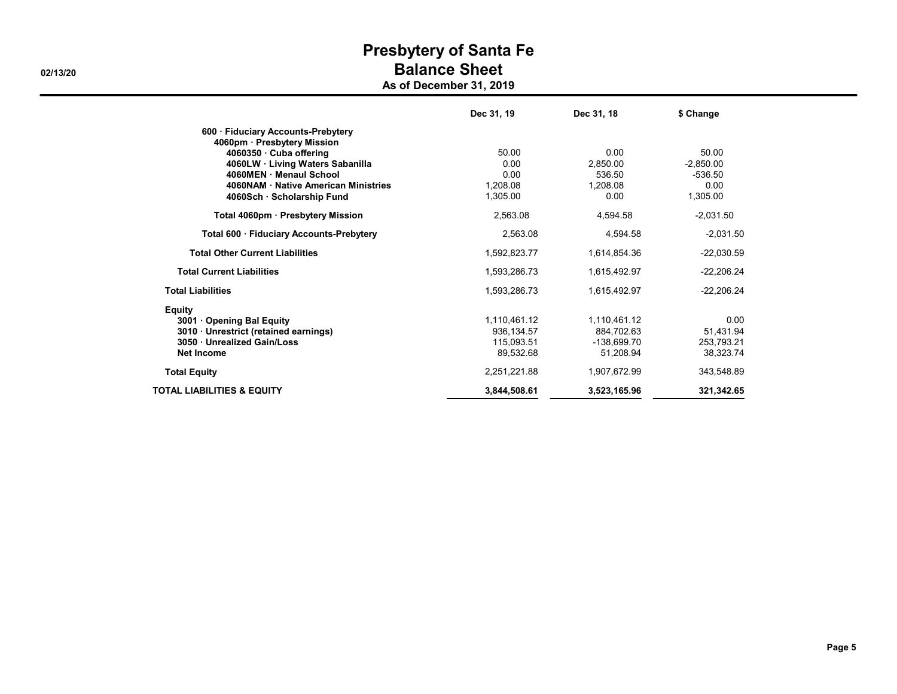# Presbytery of Santa Fe
## Balance Sheet
### As of December 31, 2019

02/13/20

| | Dec 31, 19 | Dec 31, 18 | $ Change |
|---|---|---|---|
| **600 · Fiduciary Accounts-Prebytery** | | | |
| **4060pm · Presbytery Mission** | | | |
| **4060350 · Cuba offering** | 50.00 | 0.00 | 50.00 |
| **4060LW · Living Waters Sabanilla** | 0.00 | 2,850.00 | -2,850.00 |
| **4060MEN · Menaul School** | 0.00 | 536.50 | -536.50 |
| **4060NAM · Native American Ministries** | 1,208.08 | 1,208.08 | 0.00 |
| **4060Sch · Scholarship Fund** | 1,305.00 | 0.00 | 1,305.00 |
| **Total 4060pm · Presbytery Mission** | 2,563.08 | 4,594.58 | -2,031.50 |
| **Total 600 · Fiduciary Accounts-Prebytery** | 2,563.08 | 4,594.58 | -2,031.50 |
| **Total Other Current Liabilities** | 1,592,823.77 | 1,614,854.36 | -22,030.59 |
| **Total Current Liabilities** | 1,593,286.73 | 1,615,492.97 | -22,206.24 |
| **Total Liabilities** | 1,593,286.73 | 1,615,492.97 | -22,206.24 |
| **Equity** | | | |
| **3001 · Opening Bal Equity** | 1,110,461.12 | 1,110,461.12 | 0.00 |
| **3010 · Unrestrict (retained earnings)** | 936,134.57 | 884,702.63 | 51,431.94 |
| **3050 · Unrealized Gain/Loss** | 115,093.51 | -138,699.70 | 253,793.21 |
| **Net Income** | 89,532.68 | 51,208.94 | 38,323.74 |
| **Total Equity** | 2,251,221.88 | 1,907,672.99 | 343,548.89 |
| **TOTAL LIABILITIES & EQUITY** | **3,844,508.61** | **3,523,165.96** | **321,342.65** |